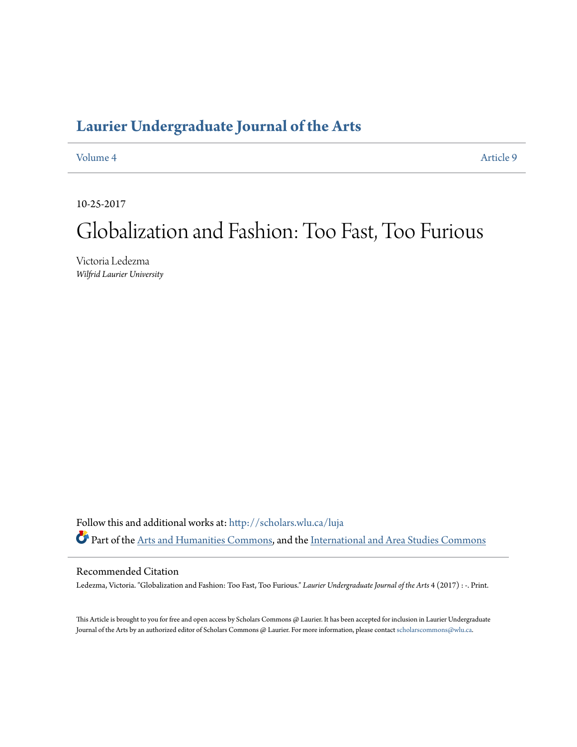# Laurier Undergraduate Journal of the Arts

Volume 4 Article 9

10-25-2017

# Globalization and Fashion: Too Fast, Too Furious

Victoria Ledezma
*Wilfrid Laurier University*

Follow this and additional works at: http://scholars.wlu.ca/luja

Part of the Arts and Humanities Commons, and the International and Area Studies Commons

## Recommended Citation

Ledezma, Victoria. "Globalization and Fashion: Too Fast, Too Furious." *Laurier Undergraduate Journal of the Arts* 4 (2017) : -. Print.

This Article is brought to you for free and open access by Scholars Commons @ Laurier. It has been accepted for inclusion in Laurier Undergraduate Journal of the Arts by an authorized editor of Scholars Commons @ Laurier. For more information, please contact scholarscommons@wlu.ca.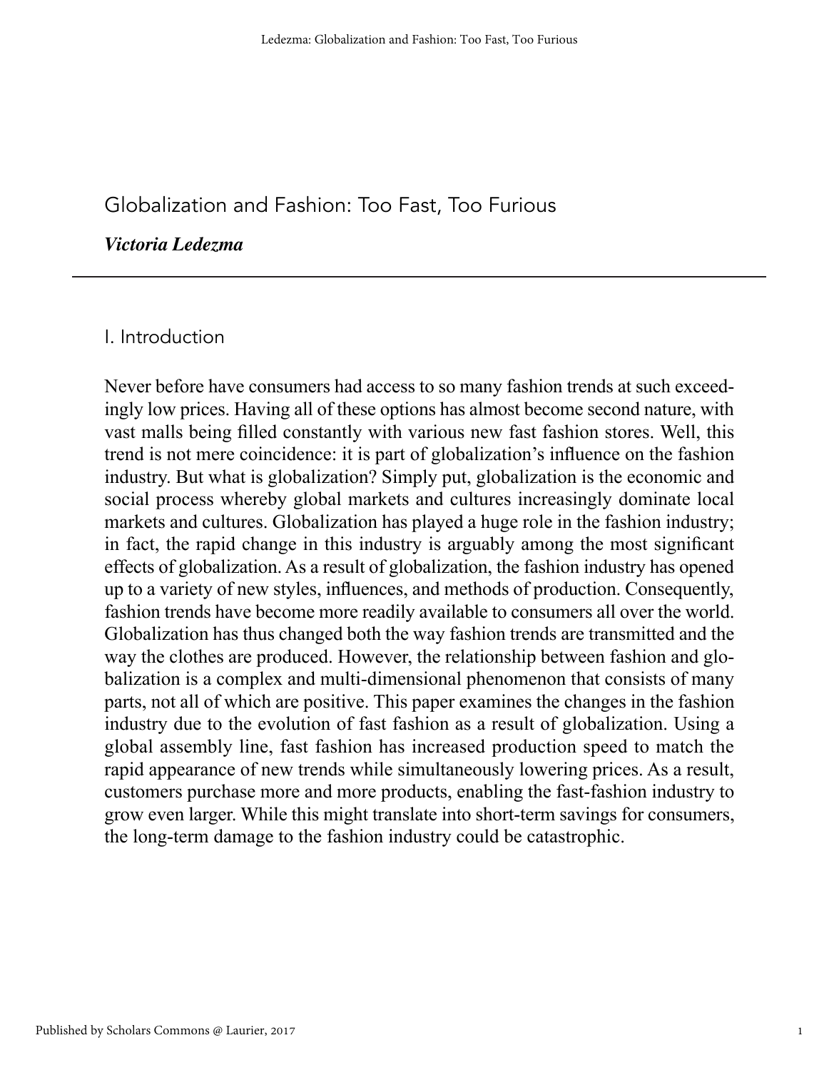# Globalization and Fashion: Too Fast, Too Furious

***Victoria Ledezma***

---

## I. Introduction

Never before have consumers had access to so many fashion trends at such exceedingly low prices. Having all of these options has almost become second nature, with vast malls being filled constantly with various new fast fashion stores. Well, this trend is not mere coincidence: it is part of globalization's influence on the fashion industry. But what is globalization? Simply put, globalization is the economic and social process whereby global markets and cultures increasingly dominate local markets and cultures. Globalization has played a huge role in the fashion industry; in fact, the rapid change in this industry is arguably among the most significant effects of globalization. As a result of globalization, the fashion industry has opened up to a variety of new styles, influences, and methods of production. Consequently, fashion trends have become more readily available to consumers all over the world. Globalization has thus changed both the way fashion trends are transmitted and the way the clothes are produced. However, the relationship between fashion and globalization is a complex and multi-dimensional phenomenon that consists of many parts, not all of which are positive. This paper examines the changes in the fashion industry due to the evolution of fast fashion as a result of globalization. Using a global assembly line, fast fashion has increased production speed to match the rapid appearance of new trends while simultaneously lowering prices. As a result, customers purchase more and more products, enabling the fast-fashion industry to grow even larger. While this might translate into short-term savings for consumers, the long-term damage to the fashion industry could be catastrophic.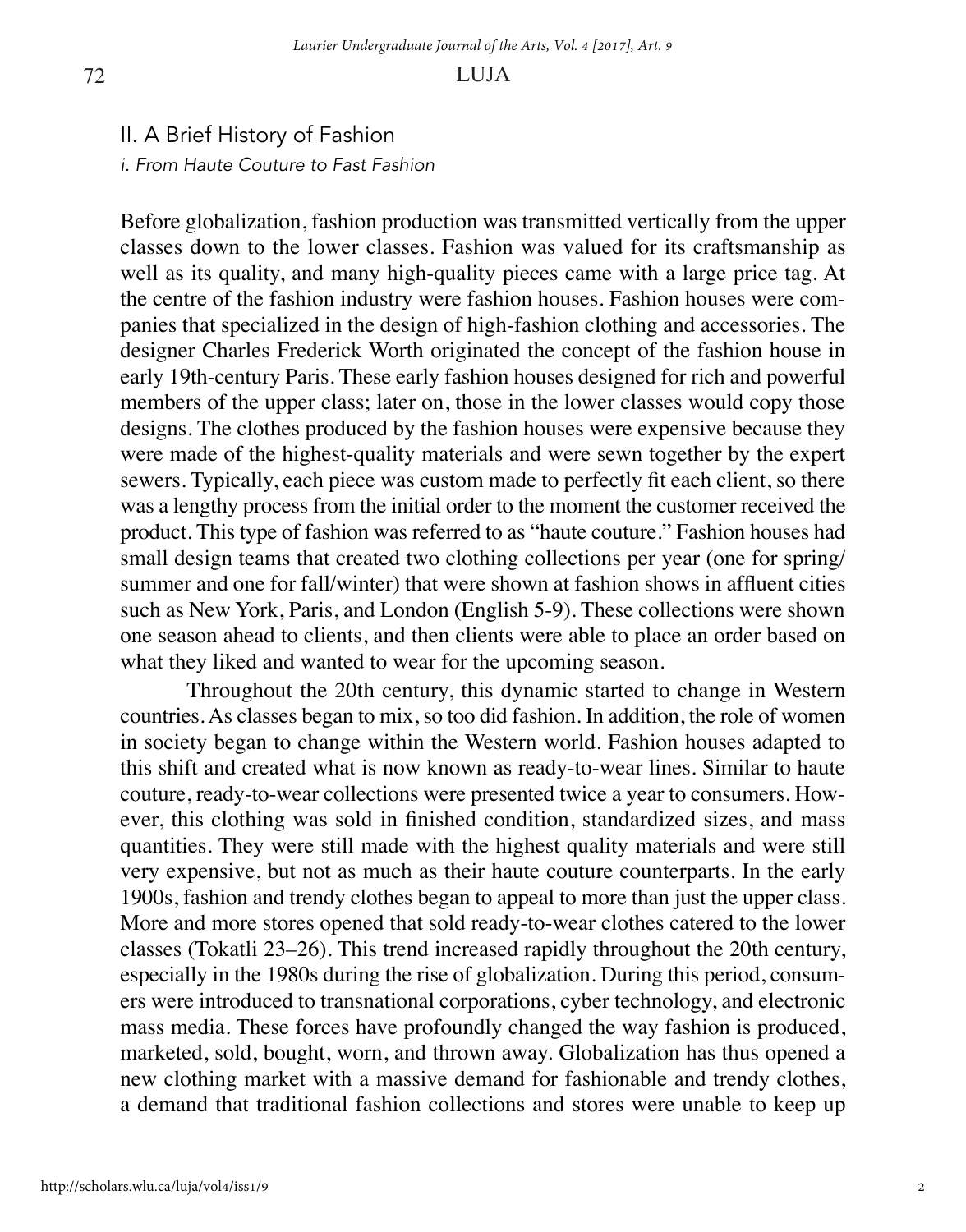## II. A Brief History of Fashion

### *i. From Haute Couture to Fast Fashion*

Before globalization, fashion production was transmitted vertically from the upper classes down to the lower classes. Fashion was valued for its craftsmanship as well as its quality, and many high-quality pieces came with a large price tag. At the centre of the fashion industry were fashion houses. Fashion houses were companies that specialized in the design of high-fashion clothing and accessories. The designer Charles Frederick Worth originated the concept of the fashion house in early 19th-century Paris. These early fashion houses designed for rich and powerful members of the upper class; later on, those in the lower classes would copy those designs. The clothes produced by the fashion houses were expensive because they were made of the highest-quality materials and were sewn together by the expert sewers. Typically, each piece was custom made to perfectly fit each client, so there was a lengthy process from the initial order to the moment the customer received the product. This type of fashion was referred to as "haute couture." Fashion houses had small design teams that created two clothing collections per year (one for spring/summer and one for fall/winter) that were shown at fashion shows in affluent cities such as New York, Paris, and London (English 5-9). These collections were shown one season ahead to clients, and then clients were able to place an order based on what they liked and wanted to wear for the upcoming season.

Throughout the 20th century, this dynamic started to change in Western countries. As classes began to mix, so too did fashion. In addition, the role of women in society began to change within the Western world. Fashion houses adapted to this shift and created what is now known as ready-to-wear lines. Similar to haute couture, ready-to-wear collections were presented twice a year to consumers. However, this clothing was sold in finished condition, standardized sizes, and mass quantities. They were still made with the highest quality materials and were still very expensive, but not as much as their haute couture counterparts. In the early 1900s, fashion and trendy clothes began to appeal to more than just the upper class. More and more stores opened that sold ready-to-wear clothes catered to the lower classes (Tokatli 23–26). This trend increased rapidly throughout the 20th century, especially in the 1980s during the rise of globalization. During this period, consumers were introduced to transnational corporations, cyber technology, and electronic mass media. These forces have profoundly changed the way fashion is produced, marketed, sold, bought, worn, and thrown away. Globalization has thus opened a new clothing market with a massive demand for fashionable and trendy clothes, a demand that traditional fashion collections and stores were unable to keep up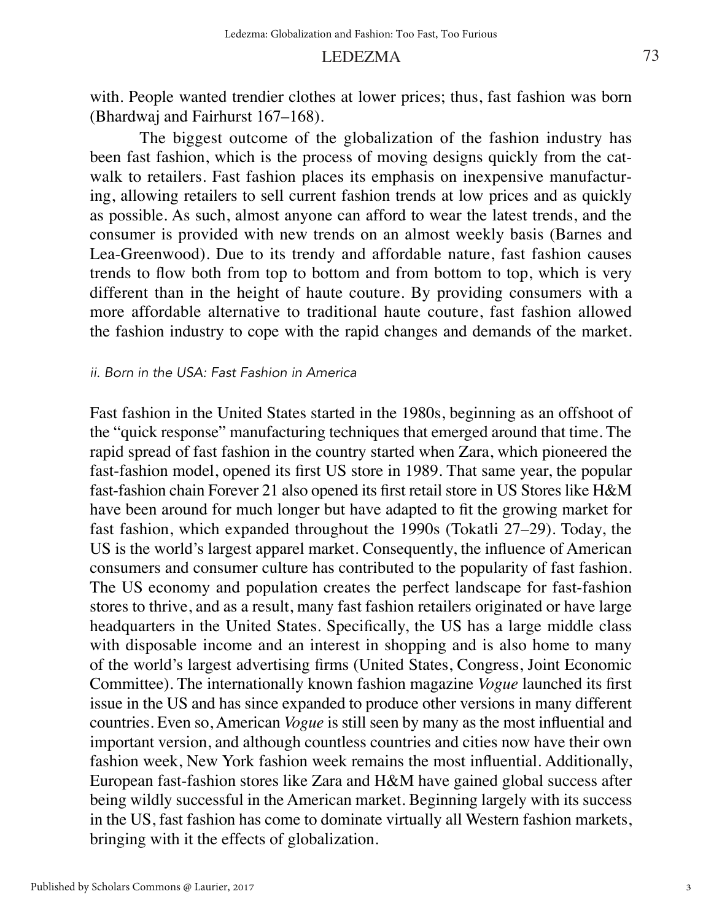with. People wanted trendier clothes at lower prices; thus, fast fashion was born (Bhardwaj and Fairhurst 167–168).

The biggest outcome of the globalization of the fashion industry has been fast fashion, which is the process of moving designs quickly from the catwalk to retailers. Fast fashion places its emphasis on inexpensive manufacturing, allowing retailers to sell current fashion trends at low prices and as quickly as possible. As such, almost anyone can afford to wear the latest trends, and the consumer is provided with new trends on an almost weekly basis (Barnes and Lea-Greenwood). Due to its trendy and affordable nature, fast fashion causes trends to flow both from top to bottom and from bottom to top, which is very different than in the height of haute couture. By providing consumers with a more affordable alternative to traditional haute couture, fast fashion allowed the fashion industry to cope with the rapid changes and demands of the market.

### *ii. Born in the USA: Fast Fashion in America*

Fast fashion in the United States started in the 1980s, beginning as an offshoot of the "quick response" manufacturing techniques that emerged around that time. The rapid spread of fast fashion in the country started when Zara, which pioneered the fast-fashion model, opened its first US store in 1989. That same year, the popular fast-fashion chain Forever 21 also opened its first retail store in US Stores like H&M have been around for much longer but have adapted to fit the growing market for fast fashion, which expanded throughout the 1990s (Tokatli 27–29). Today, the US is the world's largest apparel market. Consequently, the influence of American consumers and consumer culture has contributed to the popularity of fast fashion. The US economy and population creates the perfect landscape for fast-fashion stores to thrive, and as a result, many fast fashion retailers originated or have large headquarters in the United States. Specifically, the US has a large middle class with disposable income and an interest in shopping and is also home to many of the world's largest advertising firms (United States, Congress, Joint Economic Committee). The internationally known fashion magazine *Vogue* launched its first issue in the US and has since expanded to produce other versions in many different countries. Even so, American *Vogue* is still seen by many as the most influential and important version, and although countless countries and cities now have their own fashion week, New York fashion week remains the most influential. Additionally, European fast-fashion stores like Zara and H&M have gained global success after being wildly successful in the American market. Beginning largely with its success in the US, fast fashion has come to dominate virtually all Western fashion markets, bringing with it the effects of globalization.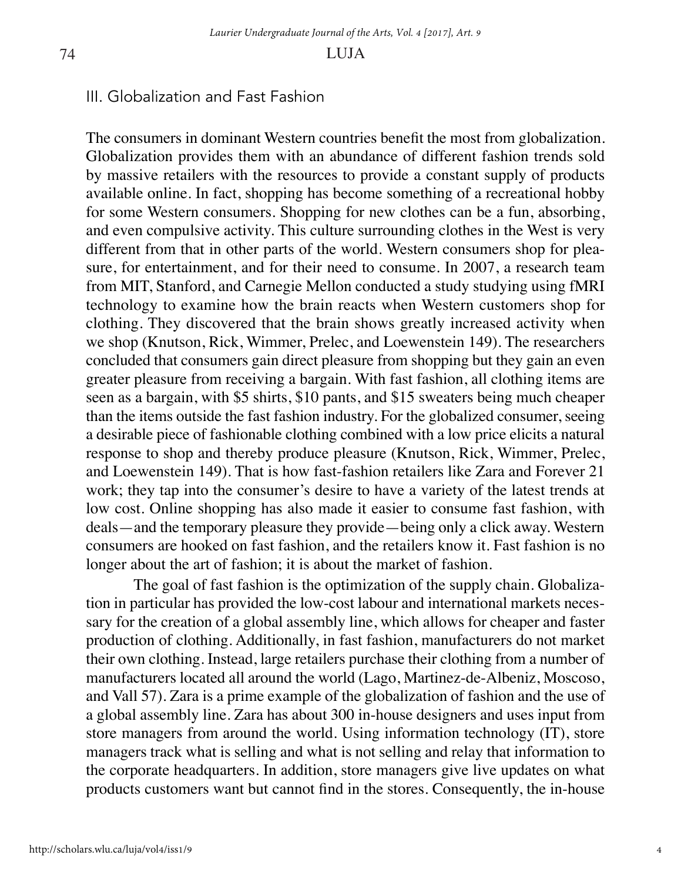## III. Globalization and Fast Fashion

The consumers in dominant Western countries benefit the most from globalization. Globalization provides them with an abundance of different fashion trends sold by massive retailers with the resources to provide a constant supply of products available online. In fact, shopping has become something of a recreational hobby for some Western consumers. Shopping for new clothes can be a fun, absorbing, and even compulsive activity. This culture surrounding clothes in the West is very different from that in other parts of the world. Western consumers shop for pleasure, for entertainment, and for their need to consume. In 2007, a research team from MIT, Stanford, and Carnegie Mellon conducted a study studying using fMRI technology to examine how the brain reacts when Western customers shop for clothing. They discovered that the brain shows greatly increased activity when we shop (Knutson, Rick, Wimmer, Prelec, and Loewenstein 149). The researchers concluded that consumers gain direct pleasure from shopping but they gain an even greater pleasure from receiving a bargain. With fast fashion, all clothing items are seen as a bargain, with $5 shirts, $10 pants, and $15 sweaters being much cheaper than the items outside the fast fashion industry. For the globalized consumer, seeing a desirable piece of fashionable clothing combined with a low price elicits a natural response to shop and thereby produce pleasure (Knutson, Rick, Wimmer, Prelec, and Loewenstein 149). That is how fast-fashion retailers like Zara and Forever 21 work; they tap into the consumer's desire to have a variety of the latest trends at low cost. Online shopping has also made it easier to consume fast fashion, with deals—and the temporary pleasure they provide—being only a click away. Western consumers are hooked on fast fashion, and the retailers know it. Fast fashion is no longer about the art of fashion; it is about the market of fashion.

The goal of fast fashion is the optimization of the supply chain. Globalization in particular has provided the low-cost labour and international markets necessary for the creation of a global assembly line, which allows for cheaper and faster production of clothing. Additionally, in fast fashion, manufacturers do not market their own clothing. Instead, large retailers purchase their clothing from a number of manufacturers located all around the world (Lago, Martinez-de-Albeniz, Moscoso, and Vall 57). Zara is a prime example of the globalization of fashion and the use of a global assembly line. Zara has about 300 in-house designers and uses input from store managers from around the world. Using information technology (IT), store managers track what is selling and what is not selling and relay that information to the corporate headquarters. In addition, store managers give live updates on what products customers want but cannot find in the stores. Consequently, the in-house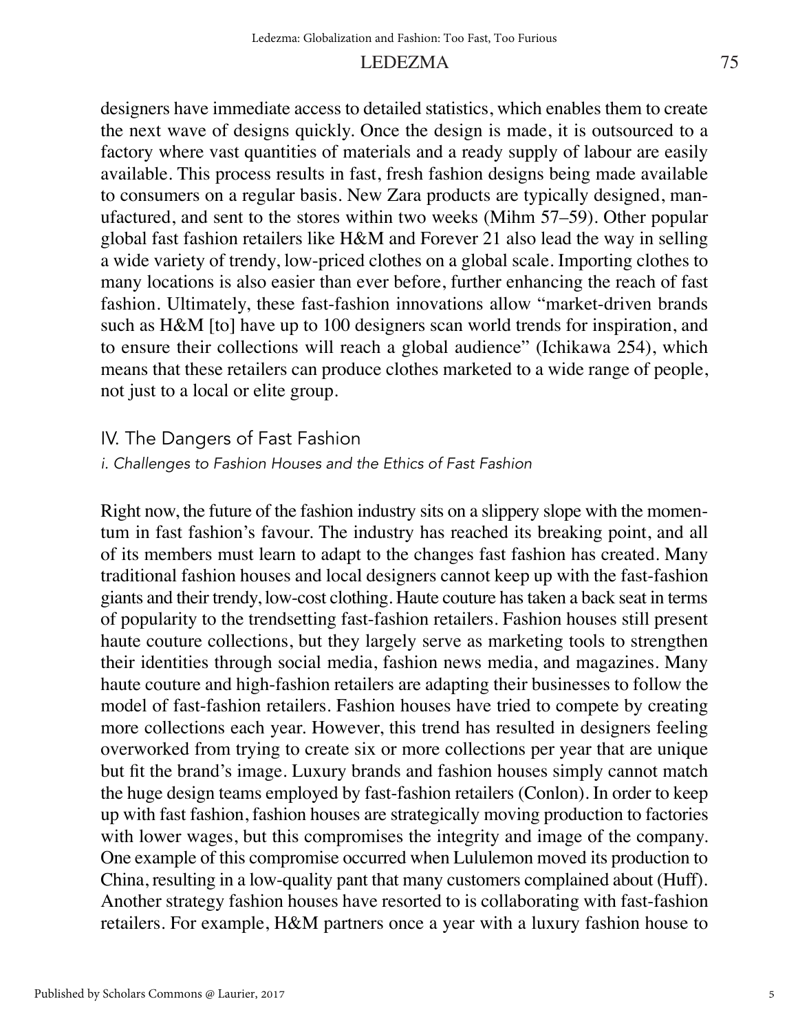designers have immediate access to detailed statistics, which enables them to create the next wave of designs quickly. Once the design is made, it is outsourced to a factory where vast quantities of materials and a ready supply of labour are easily available. This process results in fast, fresh fashion designs being made available to consumers on a regular basis. New Zara products are typically designed, manufactured, and sent to the stores within two weeks (Mihm 57–59). Other popular global fast fashion retailers like H&M and Forever 21 also lead the way in selling a wide variety of trendy, low-priced clothes on a global scale. Importing clothes to many locations is also easier than ever before, further enhancing the reach of fast fashion. Ultimately, these fast-fashion innovations allow "market-driven brands such as H&M [to] have up to 100 designers scan world trends for inspiration, and to ensure their collections will reach a global audience" (Ichikawa 254), which means that these retailers can produce clothes marketed to a wide range of people, not just to a local or elite group.

## IV. The Dangers of Fast Fashion

### *i. Challenges to Fashion Houses and the Ethics of Fast Fashion*

Right now, the future of the fashion industry sits on a slippery slope with the momentum in fast fashion's favour. The industry has reached its breaking point, and all of its members must learn to adapt to the changes fast fashion has created. Many traditional fashion houses and local designers cannot keep up with the fast-fashion giants and their trendy, low-cost clothing. Haute couture has taken a back seat in terms of popularity to the trendsetting fast-fashion retailers. Fashion houses still present haute couture collections, but they largely serve as marketing tools to strengthen their identities through social media, fashion news media, and magazines. Many haute couture and high-fashion retailers are adapting their businesses to follow the model of fast-fashion retailers. Fashion houses have tried to compete by creating more collections each year. However, this trend has resulted in designers feeling overworked from trying to create six or more collections per year that are unique but fit the brand's image. Luxury brands and fashion houses simply cannot match the huge design teams employed by fast-fashion retailers (Conlon). In order to keep up with fast fashion, fashion houses are strategically moving production to factories with lower wages, but this compromises the integrity and image of the company. One example of this compromise occurred when Lululemon moved its production to China, resulting in a low-quality pant that many customers complained about (Huff). Another strategy fashion houses have resorted to is collaborating with fast-fashion retailers. For example, H&M partners once a year with a luxury fashion house to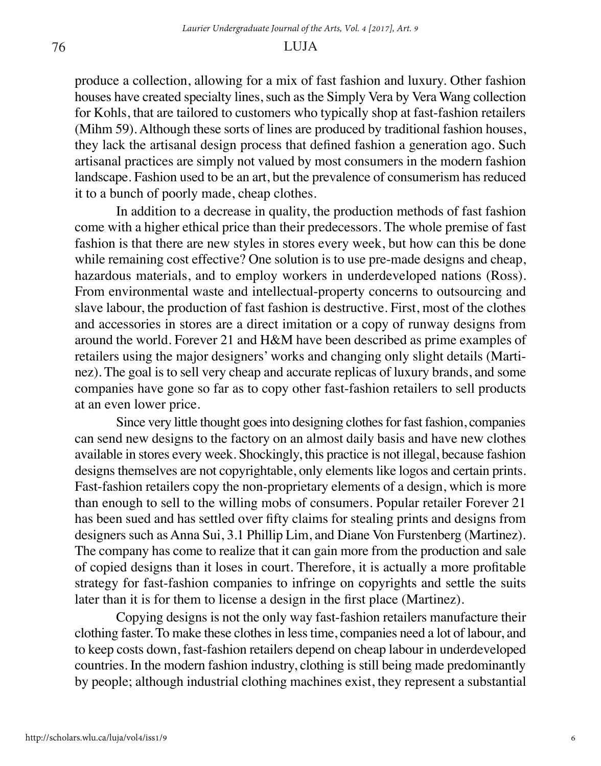produce a collection, allowing for a mix of fast fashion and luxury. Other fashion houses have created specialty lines, such as the Simply Vera by Vera Wang collection for Kohls, that are tailored to customers who typically shop at fast-fashion retailers (Mihm 59). Although these sorts of lines are produced by traditional fashion houses, they lack the artisanal design process that defined fashion a generation ago. Such artisanal practices are simply not valued by most consumers in the modern fashion landscape. Fashion used to be an art, but the prevalence of consumerism has reduced it to a bunch of poorly made, cheap clothes.

In addition to a decrease in quality, the production methods of fast fashion come with a higher ethical price than their predecessors. The whole premise of fast fashion is that there are new styles in stores every week, but how can this be done while remaining cost effective? One solution is to use pre-made designs and cheap, hazardous materials, and to employ workers in underdeveloped nations (Ross). From environmental waste and intellectual-property concerns to outsourcing and slave labour, the production of fast fashion is destructive. First, most of the clothes and accessories in stores are a direct imitation or a copy of runway designs from around the world. Forever 21 and H&M have been described as prime examples of retailers using the major designers' works and changing only slight details (Martinez). The goal is to sell very cheap and accurate replicas of luxury brands, and some companies have gone so far as to copy other fast-fashion retailers to sell products at an even lower price.

Since very little thought goes into designing clothes for fast fashion, companies can send new designs to the factory on an almost daily basis and have new clothes available in stores every week. Shockingly, this practice is not illegal, because fashion designs themselves are not copyrightable, only elements like logos and certain prints. Fast-fashion retailers copy the non-proprietary elements of a design, which is more than enough to sell to the willing mobs of consumers. Popular retailer Forever 21 has been sued and has settled over fifty claims for stealing prints and designs from designers such as Anna Sui, 3.1 Phillip Lim, and Diane Von Furstenberg (Martinez). The company has come to realize that it can gain more from the production and sale of copied designs than it loses in court. Therefore, it is actually a more profitable strategy for fast-fashion companies to infringe on copyrights and settle the suits later than it is for them to license a design in the first place (Martinez).

Copying designs is not the only way fast-fashion retailers manufacture their clothing faster. To make these clothes in less time, companies need a lot of labour, and to keep costs down, fast-fashion retailers depend on cheap labour in underdeveloped countries. In the modern fashion industry, clothing is still being made predominantly by people; although industrial clothing machines exist, they represent a substantial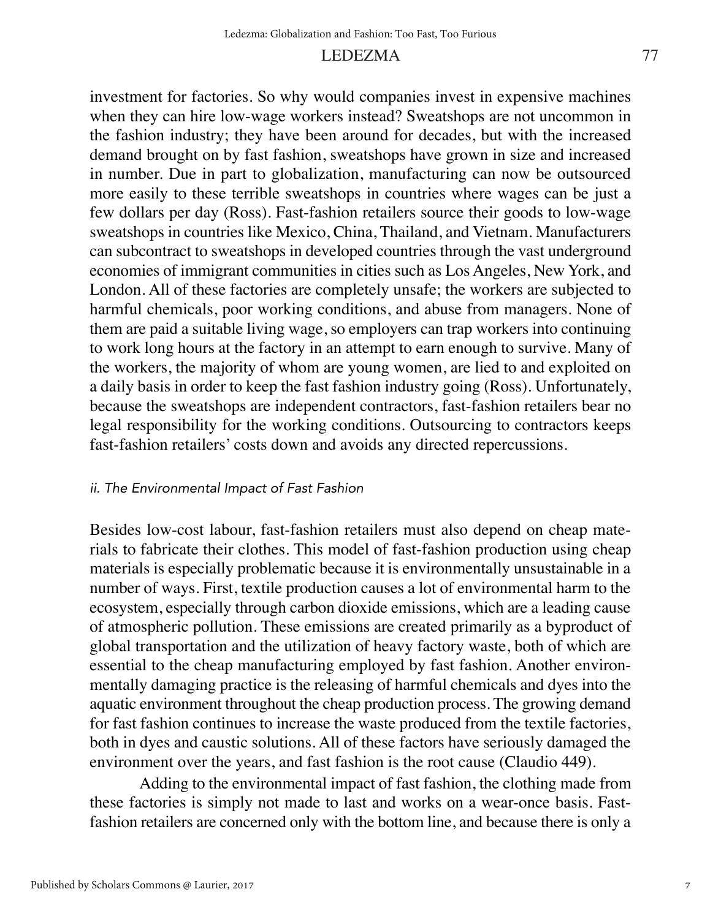investment for factories. So why would companies invest in expensive machines when they can hire low-wage workers instead? Sweatshops are not uncommon in the fashion industry; they have been around for decades, but with the increased demand brought on by fast fashion, sweatshops have grown in size and increased in number. Due in part to globalization, manufacturing can now be outsourced more easily to these terrible sweatshops in countries where wages can be just a few dollars per day (Ross). Fast-fashion retailers source their goods to low-wage sweatshops in countries like Mexico, China, Thailand, and Vietnam. Manufacturers can subcontract to sweatshops in developed countries through the vast underground economies of immigrant communities in cities such as Los Angeles, New York, and London. All of these factories are completely unsafe; the workers are subjected to harmful chemicals, poor working conditions, and abuse from managers. None of them are paid a suitable living wage, so employers can trap workers into continuing to work long hours at the factory in an attempt to earn enough to survive. Many of the workers, the majority of whom are young women, are lied to and exploited on a daily basis in order to keep the fast fashion industry going (Ross). Unfortunately, because the sweatshops are independent contractors, fast-fashion retailers bear no legal responsibility for the working conditions. Outsourcing to contractors keeps fast-fashion retailers' costs down and avoids any directed repercussions.

### *ii. The Environmental Impact of Fast Fashion*

Besides low-cost labour, fast-fashion retailers must also depend on cheap materials to fabricate their clothes. This model of fast-fashion production using cheap materials is especially problematic because it is environmentally unsustainable in a number of ways. First, textile production causes a lot of environmental harm to the ecosystem, especially through carbon dioxide emissions, which are a leading cause of atmospheric pollution. These emissions are created primarily as a byproduct of global transportation and the utilization of heavy factory waste, both of which are essential to the cheap manufacturing employed by fast fashion. Another environmentally damaging practice is the releasing of harmful chemicals and dyes into the aquatic environment throughout the cheap production process. The growing demand for fast fashion continues to increase the waste produced from the textile factories, both in dyes and caustic solutions. All of these factors have seriously damaged the environment over the years, and fast fashion is the root cause (Claudio 449).

Adding to the environmental impact of fast fashion, the clothing made from these factories is simply not made to last and works on a wear-once basis. Fast-fashion retailers are concerned only with the bottom line, and because there is only a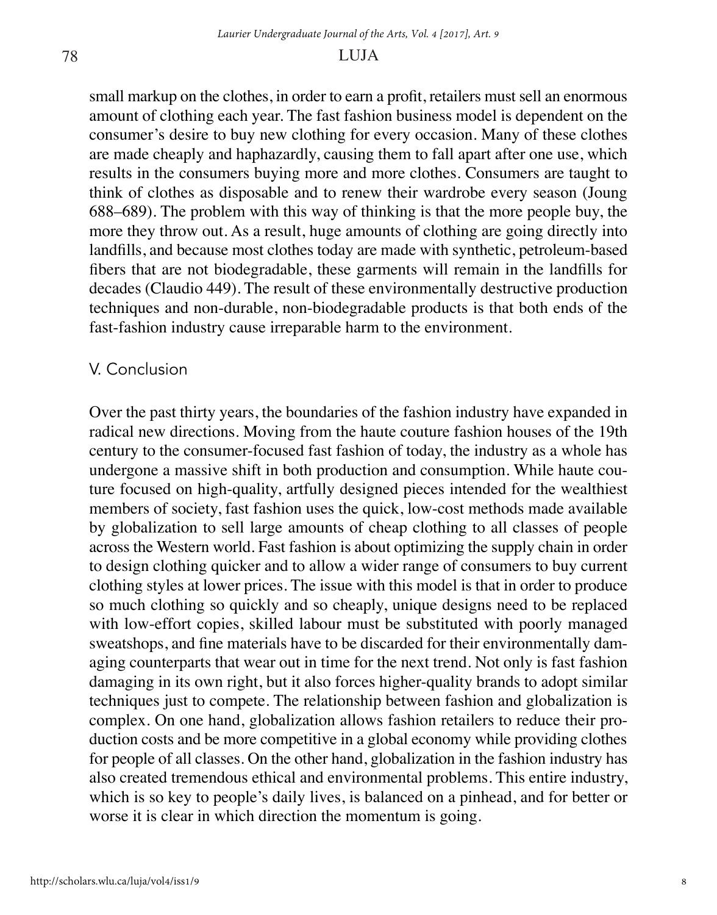small markup on the clothes, in order to earn a profit, retailers must sell an enormous amount of clothing each year. The fast fashion business model is dependent on the consumer's desire to buy new clothing for every occasion. Many of these clothes are made cheaply and haphazardly, causing them to fall apart after one use, which results in the consumers buying more and more clothes. Consumers are taught to think of clothes as disposable and to renew their wardrobe every season (Joung 688–689). The problem with this way of thinking is that the more people buy, the more they throw out. As a result, huge amounts of clothing are going directly into landfills, and because most clothes today are made with synthetic, petroleum-based fibers that are not biodegradable, these garments will remain in the landfills for decades (Claudio 449). The result of these environmentally destructive production techniques and non-durable, non-biodegradable products is that both ends of the fast-fashion industry cause irreparable harm to the environment.

## V. Conclusion

Over the past thirty years, the boundaries of the fashion industry have expanded in radical new directions. Moving from the haute couture fashion houses of the 19th century to the consumer-focused fast fashion of today, the industry as a whole has undergone a massive shift in both production and consumption. While haute couture focused on high-quality, artfully designed pieces intended for the wealthiest members of society, fast fashion uses the quick, low-cost methods made available by globalization to sell large amounts of cheap clothing to all classes of people across the Western world. Fast fashion is about optimizing the supply chain in order to design clothing quicker and to allow a wider range of consumers to buy current clothing styles at lower prices. The issue with this model is that in order to produce so much clothing so quickly and so cheaply, unique designs need to be replaced with low-effort copies, skilled labour must be substituted with poorly managed sweatshops, and fine materials have to be discarded for their environmentally damaging counterparts that wear out in time for the next trend. Not only is fast fashion damaging in its own right, but it also forces higher-quality brands to adopt similar techniques just to compete. The relationship between fashion and globalization is complex. On one hand, globalization allows fashion retailers to reduce their production costs and be more competitive in a global economy while providing clothes for people of all classes. On the other hand, globalization in the fashion industry has also created tremendous ethical and environmental problems. This entire industry, which is so key to people's daily lives, is balanced on a pinhead, and for better or worse it is clear in which direction the momentum is going.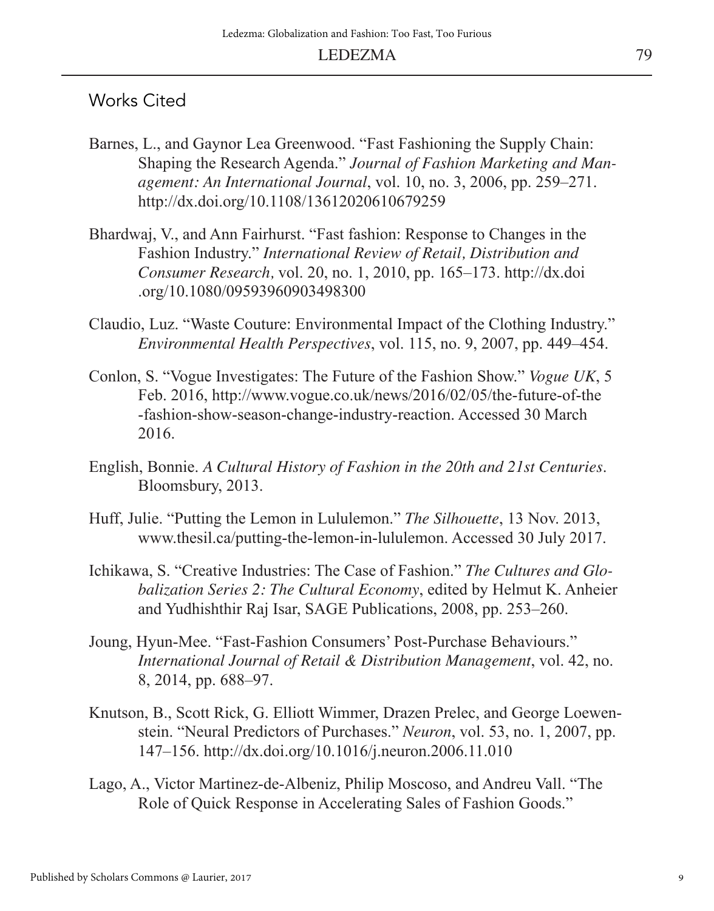## Works Cited

Barnes, L., and Gaynor Lea Greenwood. "Fast Fashioning the Supply Chain: Shaping the Research Agenda." *Journal of Fashion Marketing and Management: An International Journal*, vol. 10, no. 3, 2006, pp. 259–271. http://dx.doi.org/10.1108/13612020610679259

Bhardwaj, V., and Ann Fairhurst. "Fast fashion: Response to Changes in the Fashion Industry." *International Review of Retail, Distribution and Consumer Research,* vol. 20, no. 1, 2010, pp. 165–173. http://dx.doi.org/10.1080/09593960903498300

Claudio, Luz. "Waste Couture: Environmental Impact of the Clothing Industry." *Environmental Health Perspectives*, vol. 115, no. 9, 2007, pp. 449–454.

Conlon, S. "Vogue Investigates: The Future of the Fashion Show." *Vogue UK*, 5 Feb. 2016, http://www.vogue.co.uk/news/2016/02/05/the-future-of-the-fashion-show-season-change-industry-reaction. Accessed 30 March 2016.

English, Bonnie. *A Cultural History of Fashion in the 20th and 21st Centuries*. Bloomsbury, 2013.

Huff, Julie. "Putting the Lemon in Lululemon." *The Silhouette*, 13 Nov. 2013, www.thesil.ca/putting-the-lemon-in-lululemon. Accessed 30 July 2017.

Ichikawa, S. "Creative Industries: The Case of Fashion." *The Cultures and Globalization Series 2: The Cultural Economy*, edited by Helmut K. Anheier and Yudhishthir Raj Isar, SAGE Publications, 2008, pp. 253–260.

Joung, Hyun-Mee. "Fast-Fashion Consumers' Post-Purchase Behaviours." *International Journal of Retail & Distribution Management*, vol. 42, no. 8, 2014, pp. 688–97.

Knutson, B., Scott Rick, G. Elliott Wimmer, Drazen Prelec, and George Loewenstein. "Neural Predictors of Purchases." *Neuron*, vol. 53, no. 1, 2007, pp. 147–156. http://dx.doi.org/10.1016/j.neuron.2006.11.010

Lago, A., Victor Martinez-de-Albeniz, Philip Moscoso, and Andreu Vall. "The Role of Quick Response in Accelerating Sales of Fashion Goods."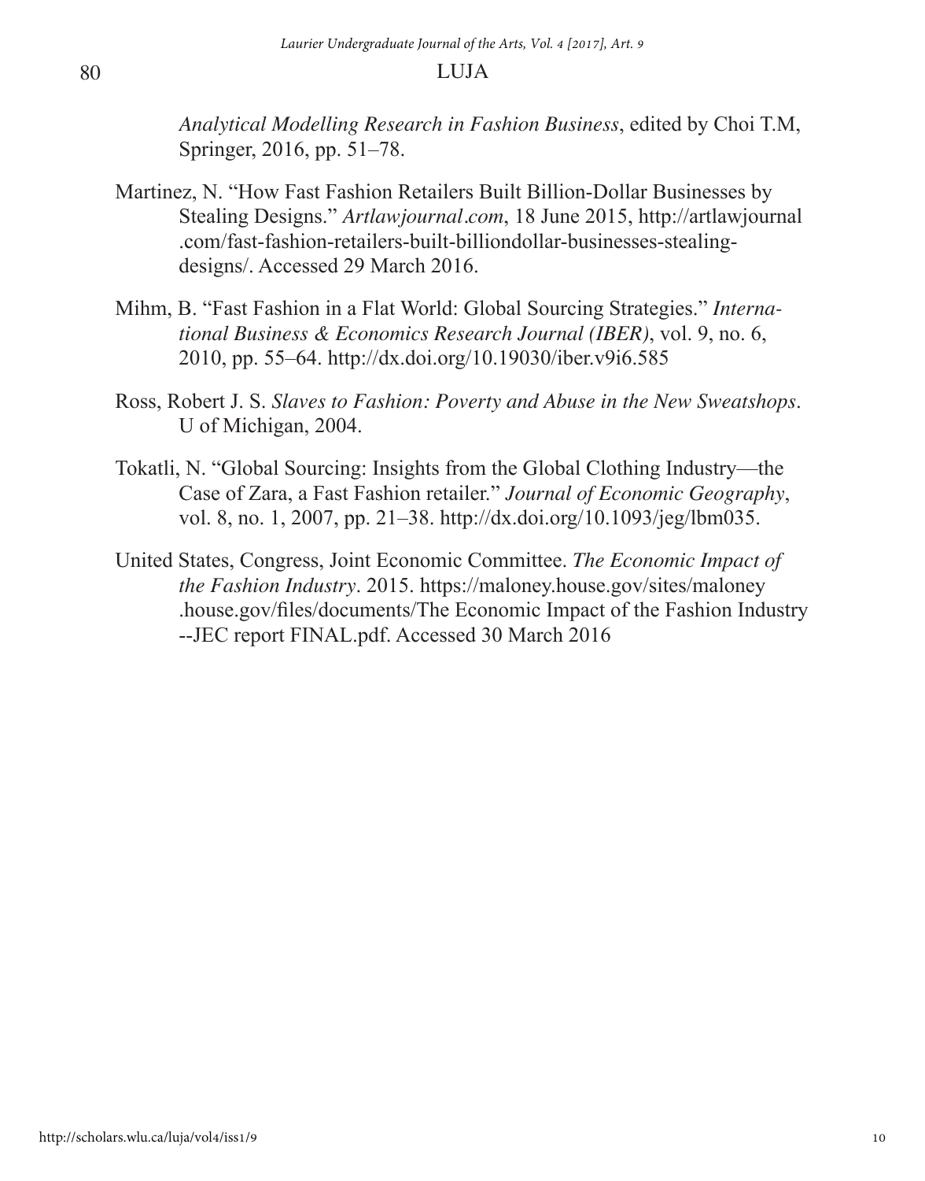*Analytical Modelling Research in Fashion Business*, edited by Choi T.M, Springer, 2016, pp. 51–78.

Martinez, N. "How Fast Fashion Retailers Built Billion-Dollar Businesses by Stealing Designs." *Artlawjournal.com*, 18 June 2015, http://artlawjournal.com/fast-fashion-retailers-built-billiondollar-businesses-stealing-designs/. Accessed 29 March 2016.

Mihm, B. "Fast Fashion in a Flat World: Global Sourcing Strategies." *International Business & Economics Research Journal (IBER)*, vol. 9, no. 6, 2010, pp. 55–64. http://dx.doi.org/10.19030/iber.v9i6.585

Ross, Robert J. S. *Slaves to Fashion: Poverty and Abuse in the New Sweatshops*. U of Michigan, 2004.

Tokatli, N. "Global Sourcing: Insights from the Global Clothing Industry—the Case of Zara, a Fast Fashion retailer." *Journal of Economic Geography*, vol. 8, no. 1, 2007, pp. 21–38. http://dx.doi.org/10.1093/jeg/lbm035.

United States, Congress, Joint Economic Committee. *The Economic Impact of the Fashion Industry*. 2015. https://maloney.house.gov/sites/maloney.house.gov/files/documents/The Economic Impact of the Fashion Industry --JEC report FINAL.pdf. Accessed 30 March 2016